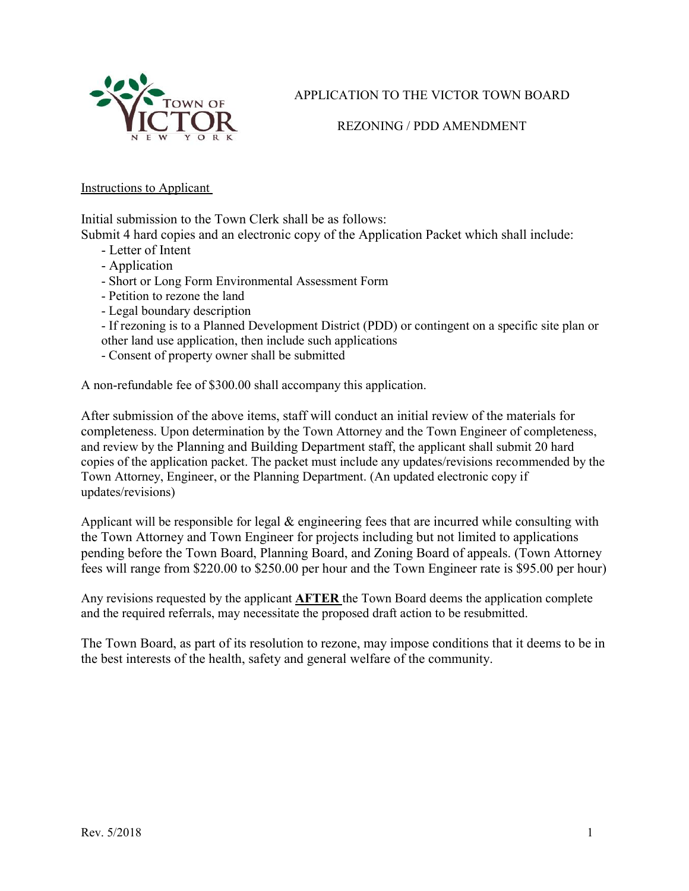# APPLICATION TO THE VICTOR TOWN BOARD

## REZONING / PDD AMENDMENT

Instructions to Applicant

Initial submission to the Town Clerk shall be as follows:
Submit 4 hard copies and an electronic copy of the Application Packet which shall include:

- Letter of Intent
- Application
- Short or Long Form Environmental Assessment Form
- Petition to rezone the land
- Legal boundary description
- If rezoning is to a Planned Development District (PDD) or contingent on a specific site plan or other land use application, then include such applications
- Consent of property owner shall be submitted

A non-refundable fee of $300.00 shall accompany this application.

After submission of the above items, staff will conduct an initial review of the materials for completeness. Upon determination by the Town Attorney and the Town Engineer of completeness, and review by the Planning and Building Department staff, the applicant shall submit 20 hard copies of the application packet. The packet must include any updates/revisions recommended by the Town Attorney, Engineer, or the Planning Department. (An updated electronic copy if updates/revisions)

Applicant will be responsible for legal & engineering fees that are incurred while consulting with the Town Attorney and Town Engineer for projects including but not limited to applications pending before the Town Board, Planning Board, and Zoning Board of appeals. (Town Attorney fees will range from $220.00 to $250.00 per hour and the Town Engineer rate is $95.00 per hour)

Any revisions requested by the applicant **AFTER** the Town Board deems the application complete and the required referrals, may necessitate the proposed draft action to be resubmitted.

The Town Board, as part of its resolution to rezone, may impose conditions that it deems to be in the best interests of the health, safety and general welfare of the community.

Rev. 5/2018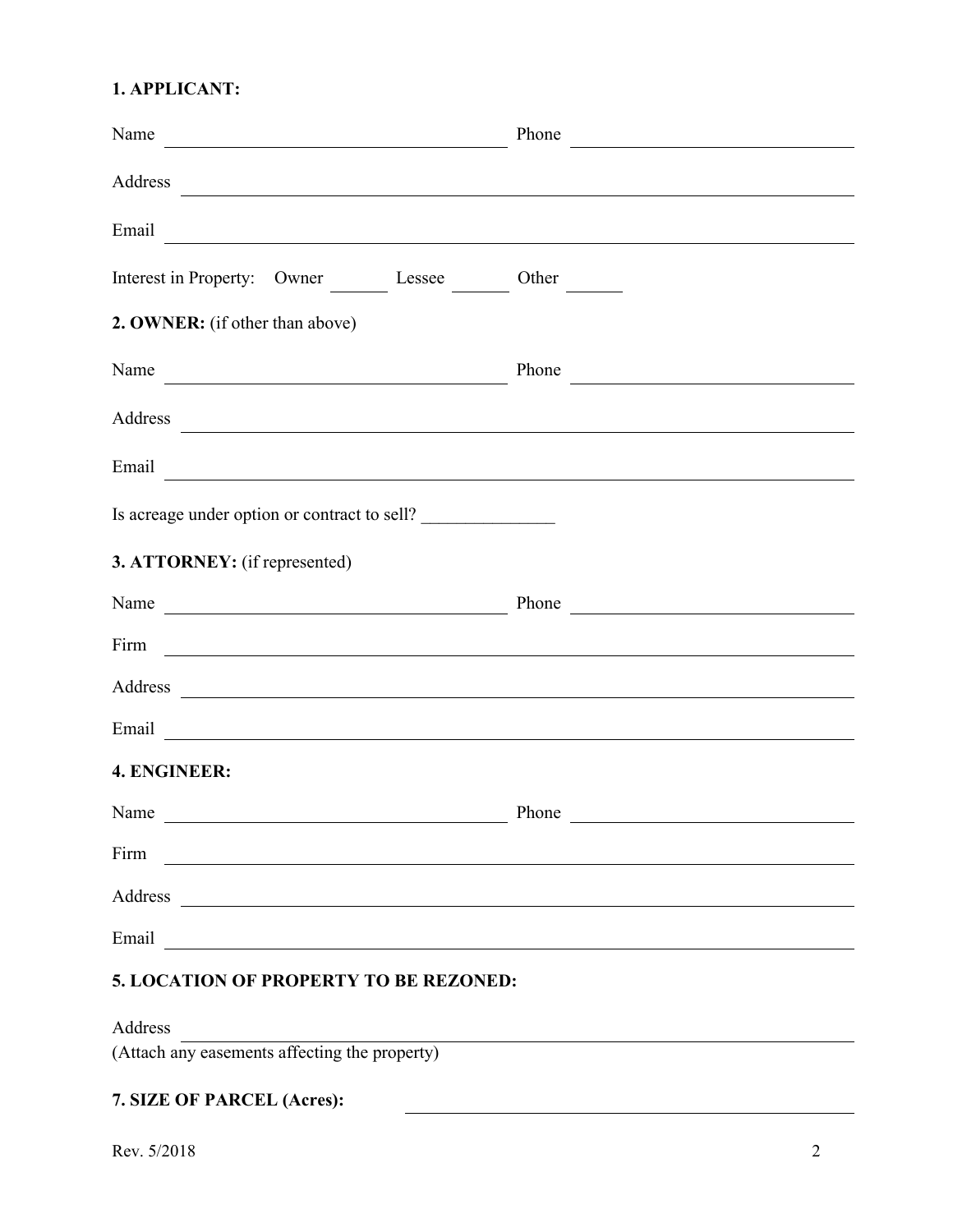**1. APPLICANT:**

Name ______________________ Phone ______________________

Address ______________________________________________

Email ______________________________________________

Interest in Property: Owner ______ Lessee ______ Other ______

**2. OWNER:** (if other than above)

Name ______________________ Phone ______________________

Address ______________________________________________

Email ______________________________________________

Is acreage under option or contract to sell? ______________

**3. ATTORNEY:** (if represented)

Name ______________________ Phone ______________________

Firm ______________________________________________

Address ______________________________________________

Email ______________________________________________

**4. ENGINEER:**

Name ______________________ Phone ______________________

Firm ______________________________________________

Address ______________________________________________

Email ______________________________________________

**5. LOCATION OF PROPERTY TO BE REZONED:**

Address ______________________________________________
(Attach any easements affecting the property)

**7. SIZE OF PARCEL (Acres):** ______________________

Rev. 5/2018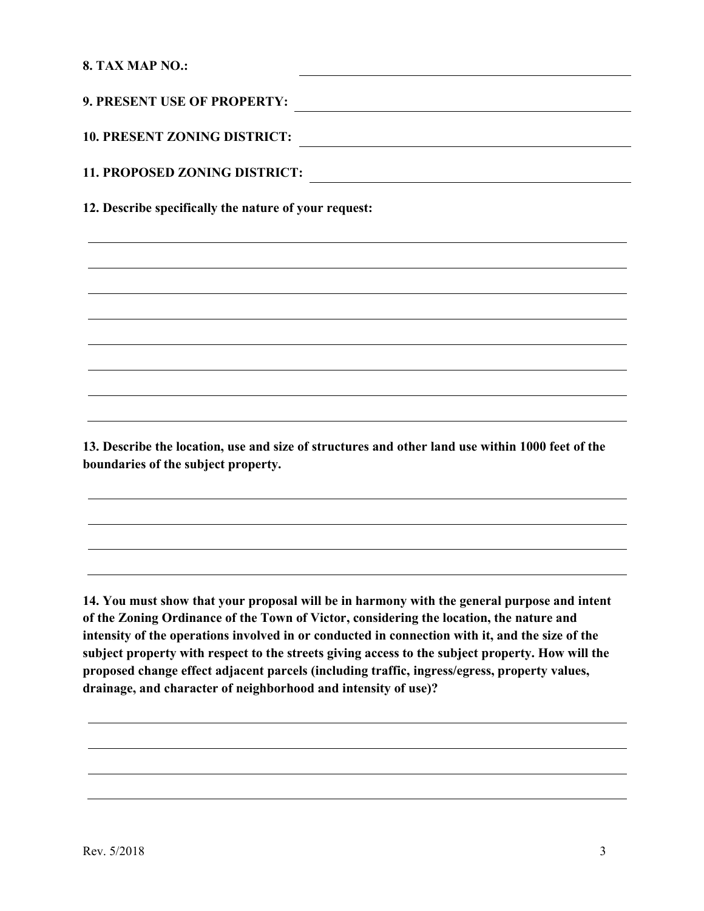**8. TAX MAP NO.:** ____________________

**9. PRESENT USE OF PROPERTY:** ____________________

**10. PRESENT ZONING DISTRICT:** ____________________

**11. PROPOSED ZONING DISTRICT:** ____________________

**12. Describe specifically the nature of your request:**

____________________

____________________

____________________

____________________

____________________

____________________

____________________

____________________

**13. Describe the location, use and size of structures and other land use within 1000 feet of the boundaries of the subject property.**

____________________

____________________

____________________

____________________

**14. You must show that your proposal will be in harmony with the general purpose and intent of the Zoning Ordinance of the Town of Victor, considering the location, the nature and intensity of the operations involved in or conducted in connection with it, and the size of the subject property with respect to the streets giving access to the subject property. How will the proposed change effect adjacent parcels (including traffic, ingress/egress, property values, drainage, and character of neighborhood and intensity of use)?**

____________________

____________________

____________________

____________________

Rev. 5/2018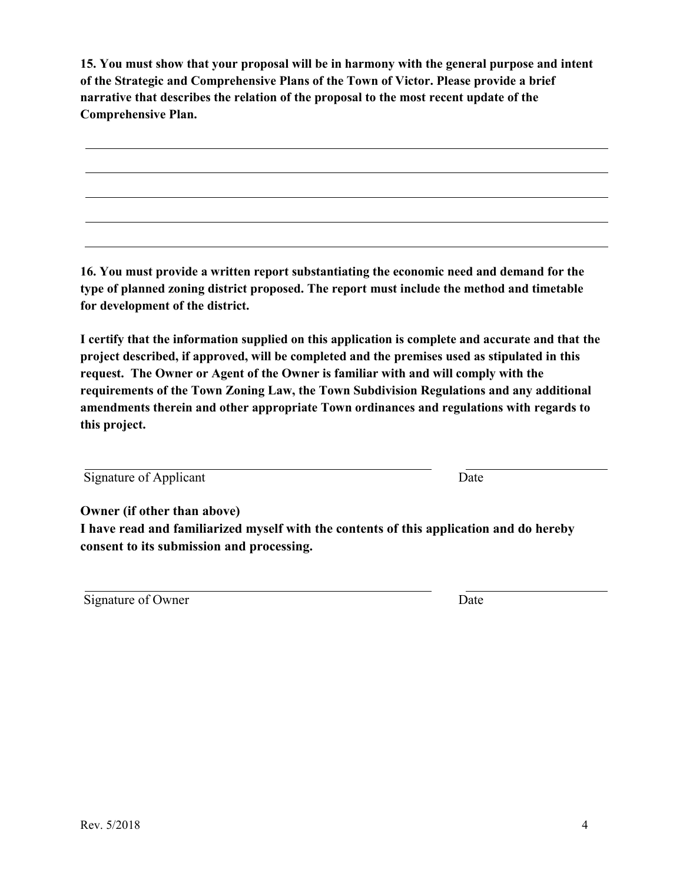**15. You must show that your proposal will be in harmony with the general purpose and intent of the Strategic and Comprehensive Plans of the Town of Victor. Please provide a brief narrative that describes the relation of the proposal to the most recent update of the Comprehensive Plan.**

\_\_\_\_\_\_\_\_\_\_\_\_\_\_\_\_\_\_\_\_\_\_\_\_\_\_\_\_\_\_\_\_\_\_\_\_\_\_\_\_\_\_\_\_\_\_\_\_\_\_\_\_\_\_\_\_\_\_\_\_\_\_\_\_\_\_\_\_\_\_\_\_\_\_\_\_

\_\_\_\_\_\_\_\_\_\_\_\_\_\_\_\_\_\_\_\_\_\_\_\_\_\_\_\_\_\_\_\_\_\_\_\_\_\_\_\_\_\_\_\_\_\_\_\_\_\_\_\_\_\_\_\_\_\_\_\_\_\_\_\_\_\_\_\_\_\_\_\_\_\_\_\_

\_\_\_\_\_\_\_\_\_\_\_\_\_\_\_\_\_\_\_\_\_\_\_\_\_\_\_\_\_\_\_\_\_\_\_\_\_\_\_\_\_\_\_\_\_\_\_\_\_\_\_\_\_\_\_\_\_\_\_\_\_\_\_\_\_\_\_\_\_\_\_\_\_\_\_\_

\_\_\_\_\_\_\_\_\_\_\_\_\_\_\_\_\_\_\_\_\_\_\_\_\_\_\_\_\_\_\_\_\_\_\_\_\_\_\_\_\_\_\_\_\_\_\_\_\_\_\_\_\_\_\_\_\_\_\_\_\_\_\_\_\_\_\_\_\_\_\_\_\_\_\_\_

\_\_\_\_\_\_\_\_\_\_\_\_\_\_\_\_\_\_\_\_\_\_\_\_\_\_\_\_\_\_\_\_\_\_\_\_\_\_\_\_\_\_\_\_\_\_\_\_\_\_\_\_\_\_\_\_\_\_\_\_\_\_\_\_\_\_\_\_\_\_\_\_\_\_\_\_

**16. You must provide a written report substantiating the economic need and demand for the type of planned zoning district proposed. The report must include the method and timetable for development of the district.**

**I certify that the information supplied on this application is complete and accurate and that the project described, if approved, will be completed and the premises used as stipulated in this request. The Owner or Agent of the Owner is familiar with and will comply with the requirements of the Town Zoning Law, the Town Subdivision Regulations and any additional amendments therein and other appropriate Town ordinances and regulations with regards to this project.**

\_\_\_\_\_\_\_\_\_\_\_\_\_\_\_\_\_\_\_\_\_\_\_\_\_\_\_\_\_\_\_\_\_\_\_\_\_\_\_\_\_\_\_\_ \_\_\_\_\_\_\_\_\_\_\_\_\_\_\_\_\_\_\_\_

Signature of Applicant Date

**Owner (if other than above)**
**I have read and familiarized myself with the contents of this application and do hereby consent to its submission and processing.**

\_\_\_\_\_\_\_\_\_\_\_\_\_\_\_\_\_\_\_\_\_\_\_\_\_\_\_\_\_\_\_\_\_\_\_\_\_\_\_\_\_\_\_\_ \_\_\_\_\_\_\_\_\_\_\_\_\_\_\_\_\_\_\_\_

Signature of Owner Date

Rev. 5/2018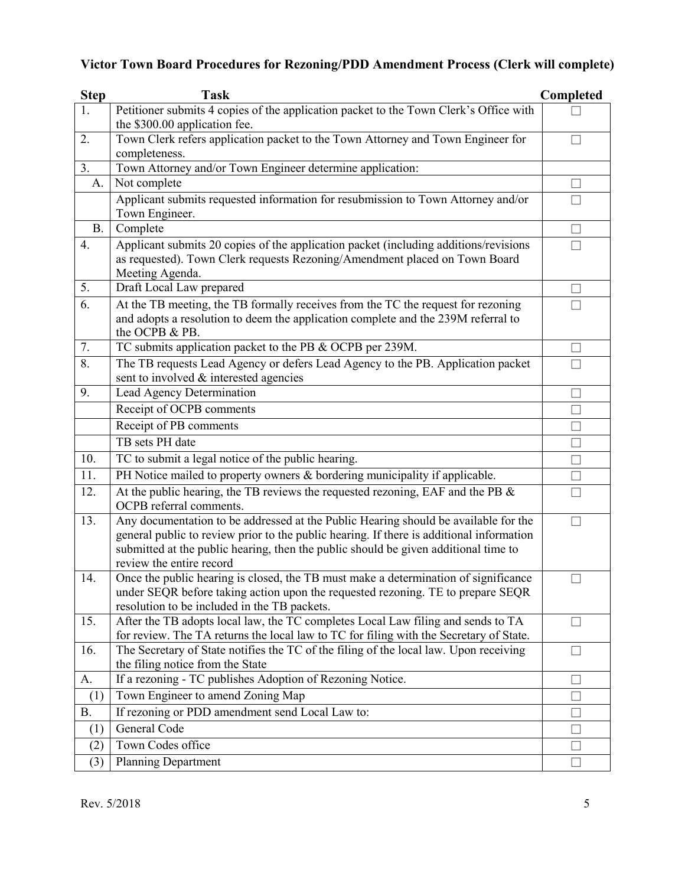**Victor Town Board Procedures for Rezoning/PDD Amendment Process (Clerk will complete)**

| Step | Task | Completed |
|---|---|---|
| 1. | Petitioner submits 4 copies of the application packet to the Town Clerk's Office with the $300.00 application fee. | ☐ |
| 2. | Town Clerk refers application packet to the Town Attorney and Town Engineer for completeness. | ☐ |
| 3. | Town Attorney and/or Town Engineer determine application: | |
| A. | Not complete | ☐ |
| | Applicant submits requested information for resubmission to Town Attorney and/or Town Engineer. | ☐ |
| B. | Complete | ☐ |
| 4. | Applicant submits 20 copies of the application packet (including additions/revisions as requested). Town Clerk requests Rezoning/Amendment placed on Town Board Meeting Agenda. | ☐ |
| 5. | Draft Local Law prepared | ☐ |
| 6. | At the TB meeting, the TB formally receives from the TC the request for rezoning and adopts a resolution to deem the application complete and the 239M referral to the OCPB & PB. | ☐ |
| 7. | TC submits application packet to the PB & OCPB per 239M. | ☐ |
| 8. | The TB requests Lead Agency or defers Lead Agency to the PB. Application packet sent to involved & interested agencies | ☐ |
| 9. | Lead Agency Determination | ☐ |
| | Receipt of OCPB comments | ☐ |
| | Receipt of PB comments | ☐ |
| | TB sets PH date | ☐ |
| 10. | TC to submit a legal notice of the public hearing. | ☐ |
| 11. | PH Notice mailed to property owners & bordering municipality if applicable. | ☐ |
| 12. | At the public hearing, the TB reviews the requested rezoning, EAF and the PB & OCPB referral comments. | ☐ |
| 13. | Any documentation to be addressed at the Public Hearing should be available for the general public to review prior to the public hearing. If there is additional information submitted at the public hearing, then the public should be given additional time to review the entire record | ☐ |
| 14. | Once the public hearing is closed, the TB must make a determination of significance under SEQR before taking action upon the requested rezoning. TE to prepare SEQR resolution to be included in the TB packets. | ☐ |
| 15. | After the TB adopts local law, the TC completes Local Law filing and sends to TA for review. The TA returns the local law to TC for filing with the Secretary of State. | ☐ |
| 16. | The Secretary of State notifies the TC of the filing of the local law. Upon receiving the filing notice from the State | ☐ |
| A. | If a rezoning - TC publishes Adoption of Rezoning Notice. | ☐ |
| (1) | Town Engineer to amend Zoning Map | ☐ |
| B. | If rezoning or PDD amendment send Local Law to: | ☐ |
| (1) | General Code | ☐ |
| (2) | Town Codes office | ☐ |
| (3) | Planning Department | ☐ |

Rev. 5/2018